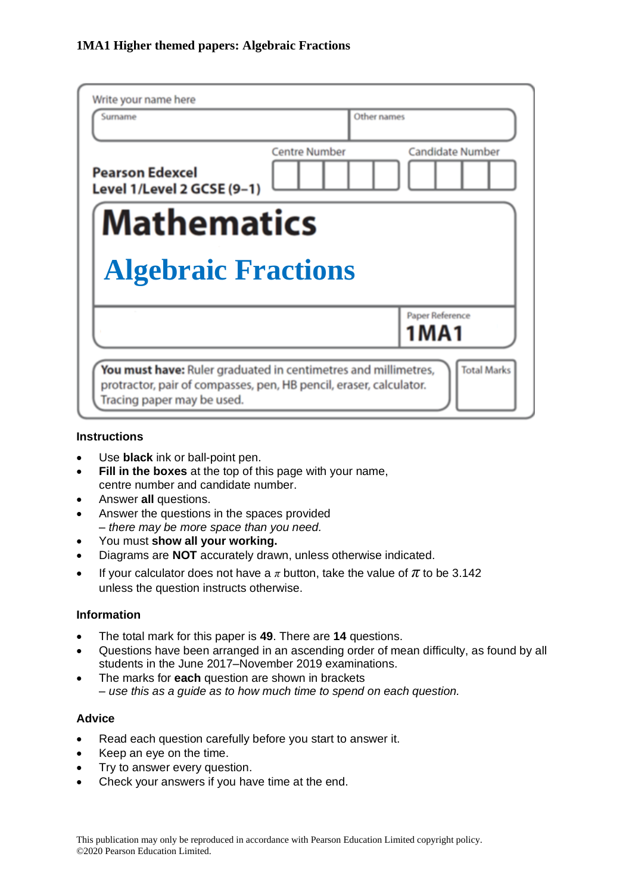**1MA1 Higher themed papers: Algebraic Fractions**

Write your name here

| Surname | Other names |
| --- | --- |
| | |

**Pearson Edexcel**
**Level 1/Level 2 GCSE (9–1)**

Centre Number | Candidate Number

# Mathematics

# Algebraic Fractions

Paper Reference
**1MA1**

**You must have:** Ruler graduated in centimetres and millimetres, protractor, pair of compasses, pen, HB pencil, eraser, calculator. Tracing paper may be used.

Total Marks

### Instructions

- Use **black** ink or ball-point pen.
- **Fill in the boxes** at the top of this page with your name, centre number and candidate number.
- Answer **all** questions.
- Answer the questions in the spaces provided
  *– there may be more space than you need.*
- You must **show all your working.**
- Diagrams are **NOT** accurately drawn, unless otherwise indicated.
- If your calculator does not have a $\pi$ button, take the value of $\pi$ to be 3.142 unless the question instructs otherwise.

### Information

- The total mark for this paper is **49**. There are **14** questions.
- Questions have been arranged in an ascending order of mean difficulty, as found by all students in the June 2017–November 2019 examinations.
- The marks for **each** question are shown in brackets
  *– use this as a guide as to how much time to spend on each question.*

### Advice

- Read each question carefully before you start to answer it.
- Keep an eye on the time.
- Try to answer every question.
- Check your answers if you have time at the end.

This publication may only be reproduced in accordance with Pearson Education Limited copyright policy.
©2020 Pearson Education Limited.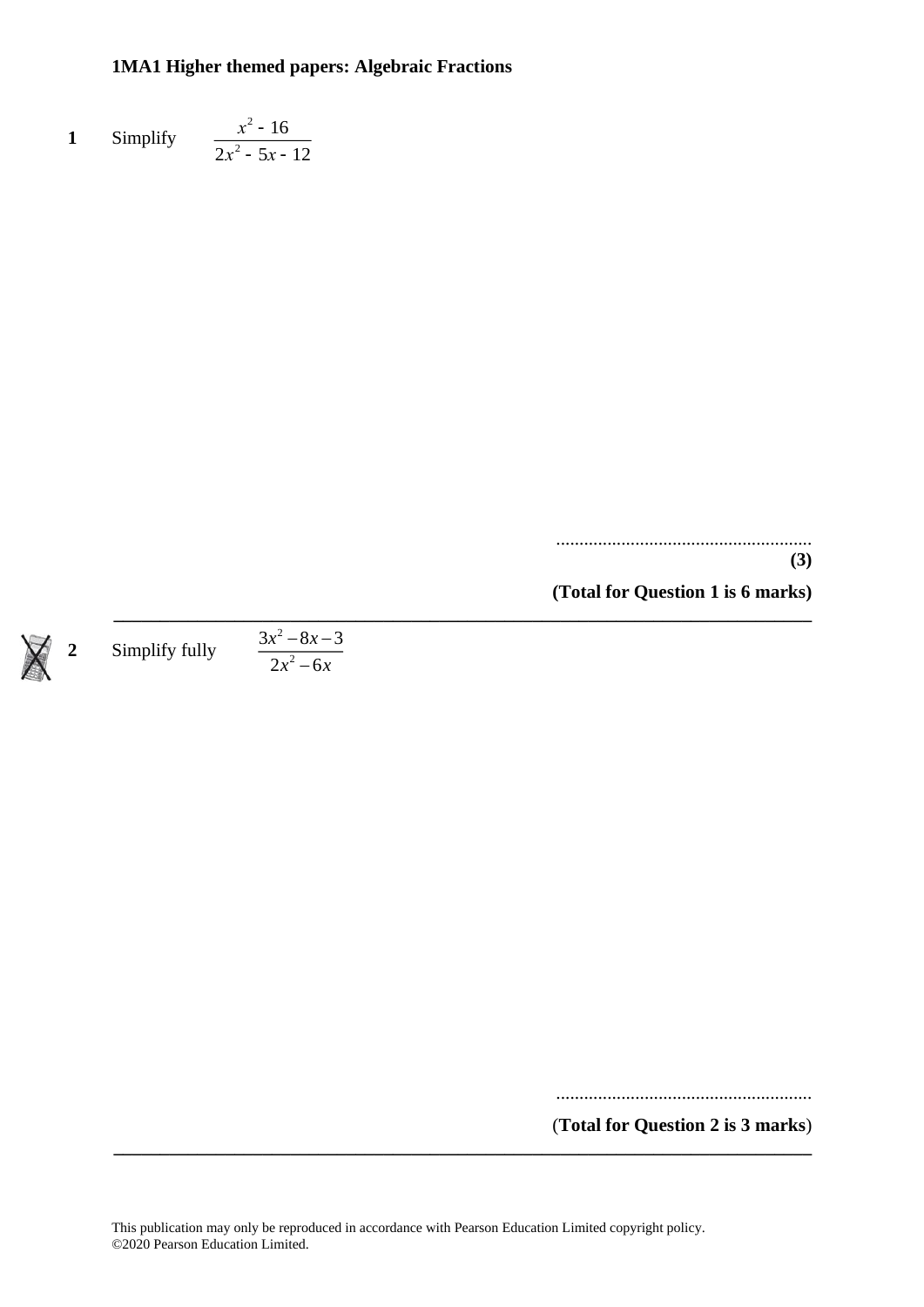**1MA1 Higher themed papers: Algebraic Fractions**

**1** Simplify $\dfrac{x^2 - 16}{2x^2 - 5x - 12}$

.......................................................

**(3)**

**(Total for Question 1 is 6 marks)**

---

**2** Simplify fully $\dfrac{3x^2 - 8x - 3}{2x^2 - 6x}$

.......................................................

(**Total for Question 2 is 3 marks**)

---

This publication may only be reproduced in accordance with Pearson Education Limited copyright policy.
©2020 Pearson Education Limited.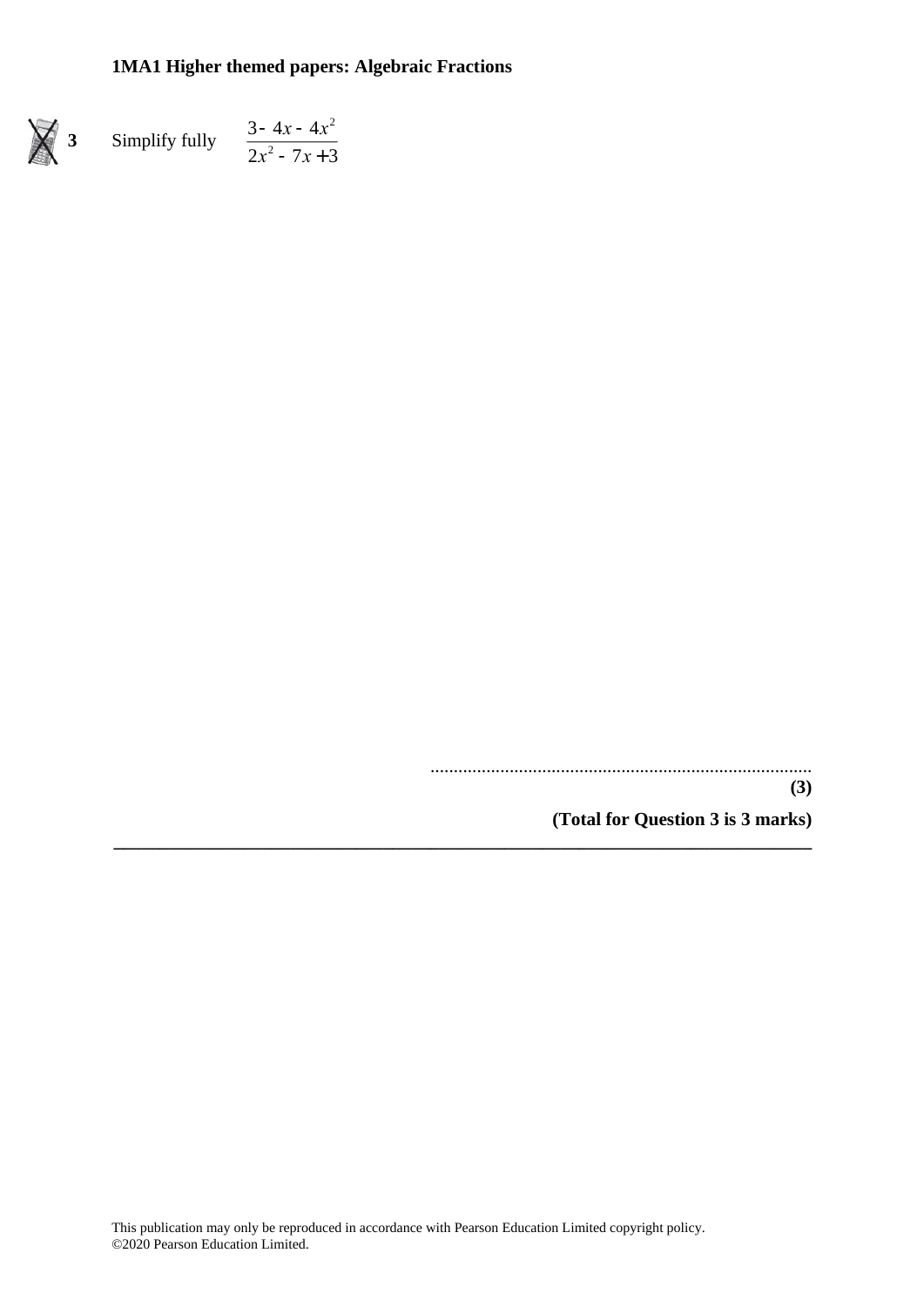**3** Simplify fully $\frac{3-4x-4x^2}{2x^2-7x+3}$

.......................................................................................

**(3)**

**(Total for Question 3 is 3 marks)**

---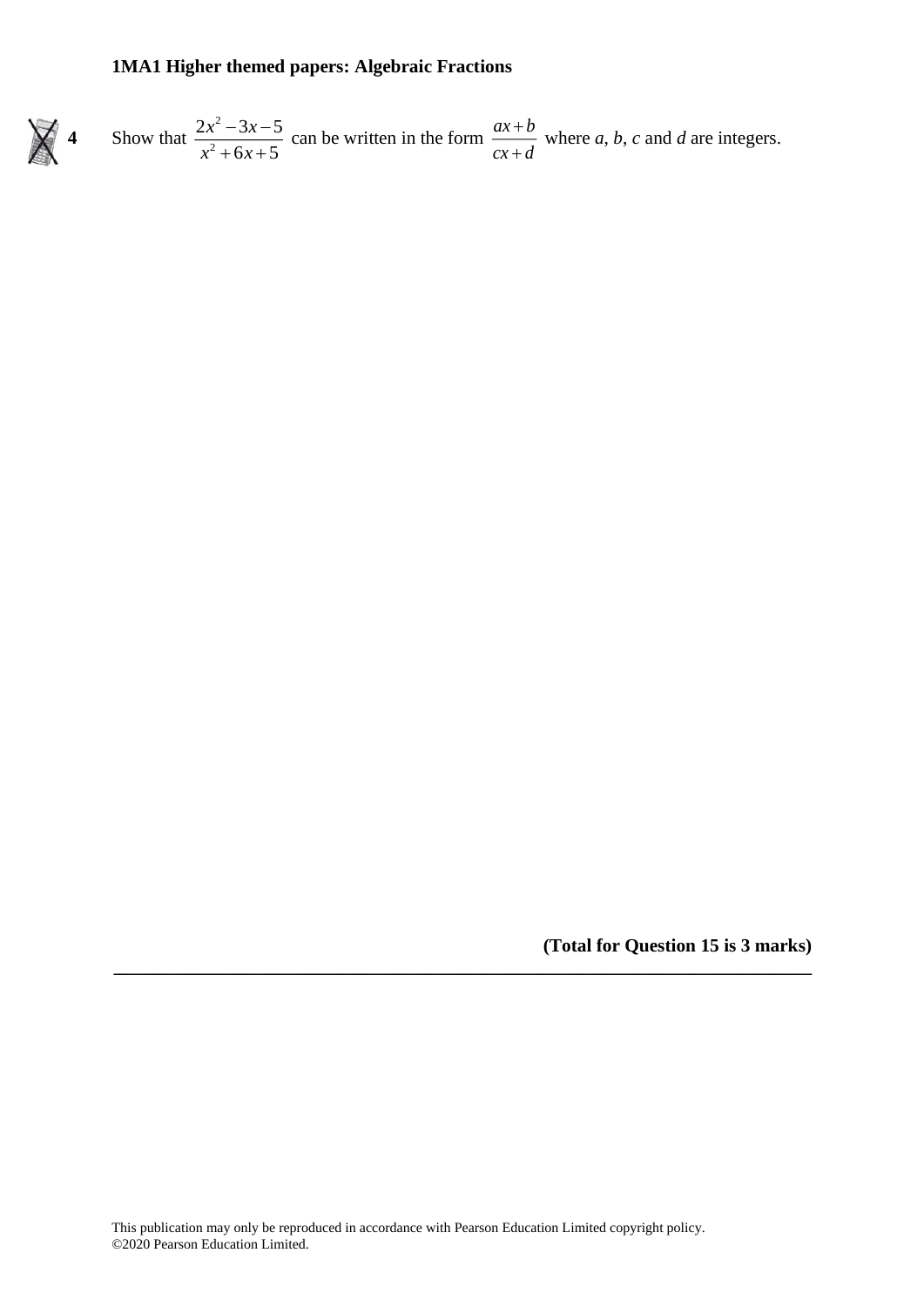**4** Show that $\dfrac{2x^2 - 3x - 5}{x^2 + 6x + 5}$ can be written in the form $\dfrac{ax + b}{cx + d}$ where $a$, $b$, $c$ and $d$ are integers.

**(Total for Question 15 is 3 marks)**

---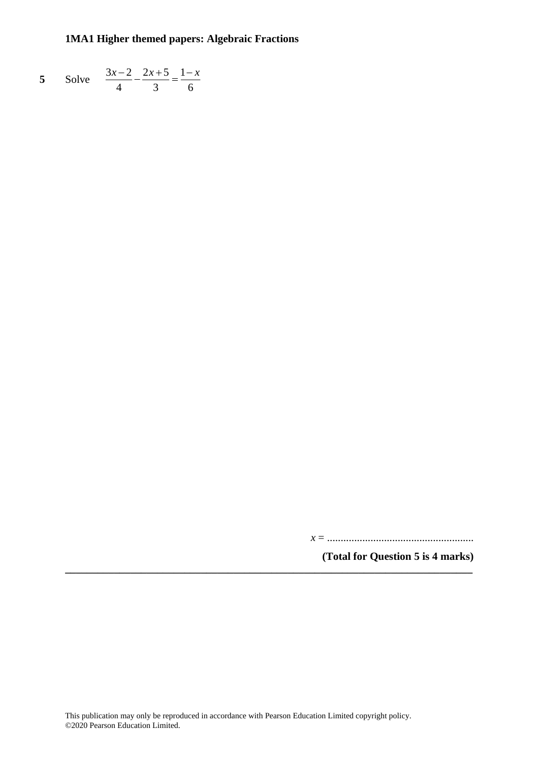**1MA1 Higher themed papers: Algebraic Fractions**

**5** Solve $\dfrac{3x-2}{4} - \dfrac{2x+5}{3} = \dfrac{1-x}{6}$

$x =$ ......................................................

**(Total for Question 5 is 4 marks)**

---

This publication may only be reproduced in accordance with Pearson Education Limited copyright policy.
©2020 Pearson Education Limited.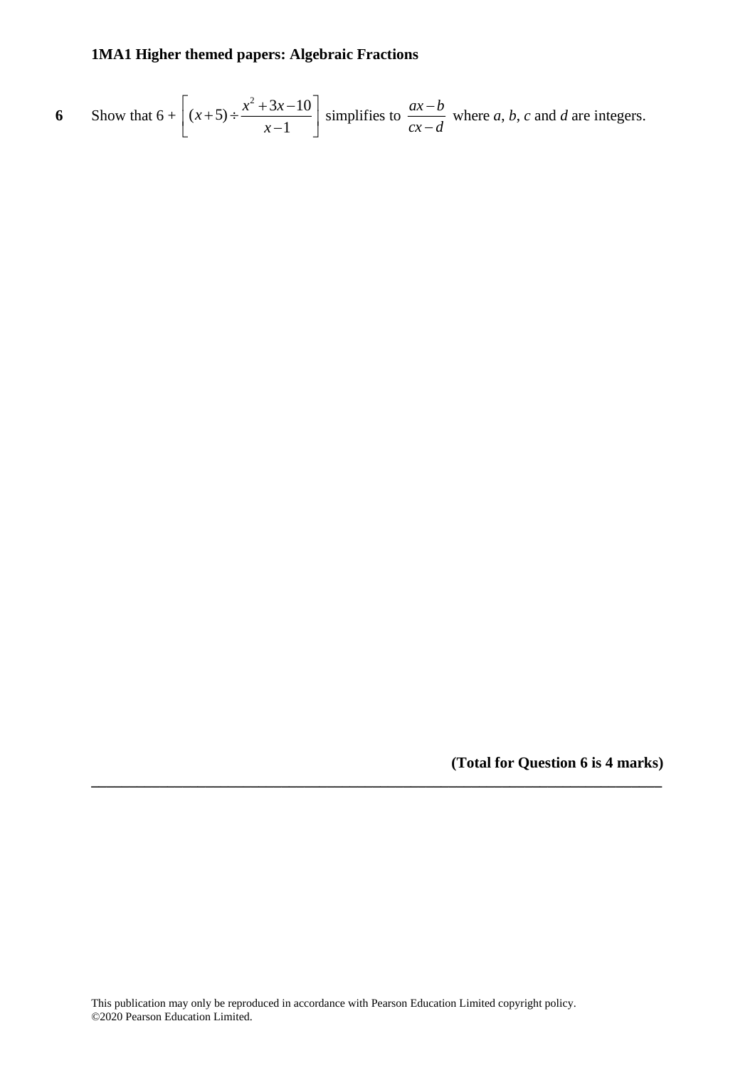**1MA1 Higher themed papers: Algebraic Fractions**

**6** Show that $6 + \left[(x+5) \div \dfrac{x^2+3x-10}{x-1}\right]$ simplifies to $\dfrac{ax-b}{cx-d}$ where $a$, $b$, $c$ and $d$ are integers.

**(Total for Question 6 is 4 marks)**

This publication may only be reproduced in accordance with Pearson Education Limited copyright policy.
©2020 Pearson Education Limited.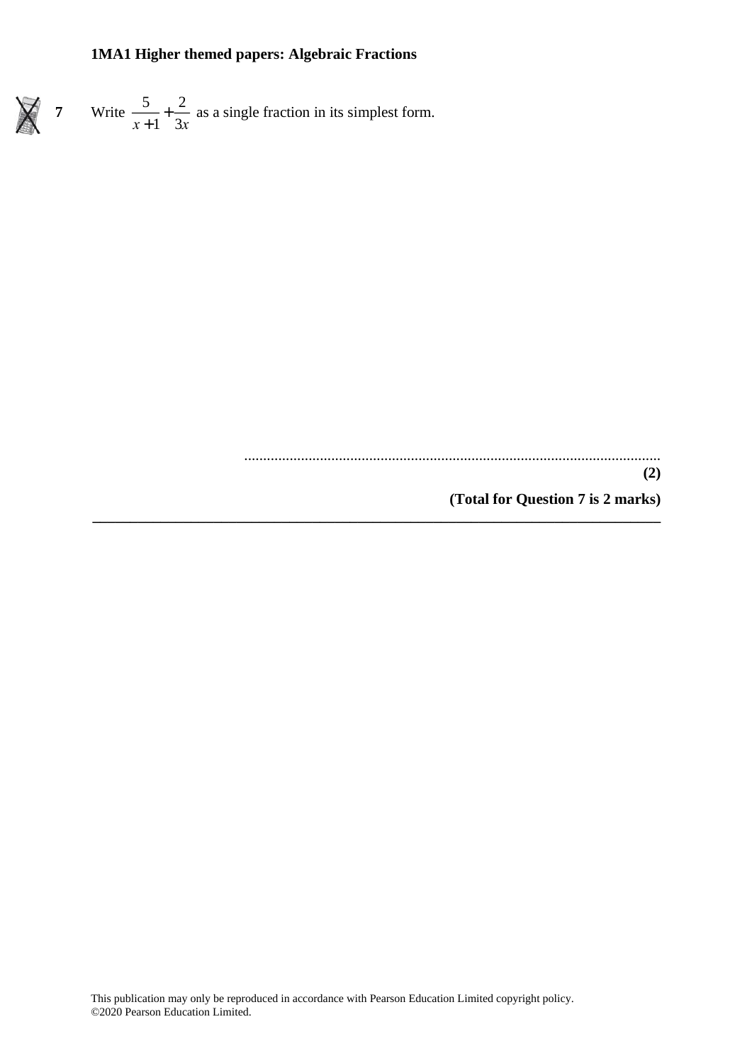**1MA1 Higher themed papers: Algebraic Fractions**

**7** Write $\dfrac{5}{x+1} + \dfrac{2}{3x}$ as a single fraction in its simplest form.

..............................................................................................................

**(2)**

**(Total for Question 7 is 2 marks)**

---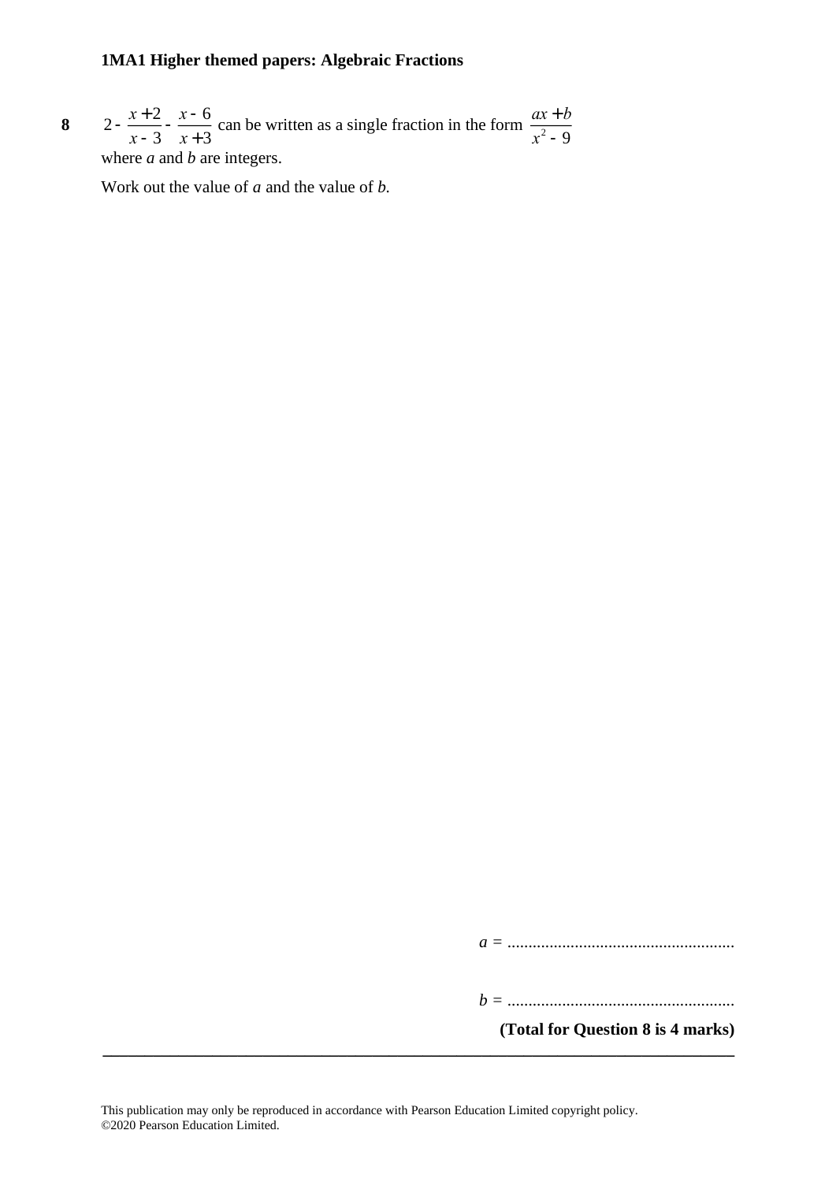**8** $2 - \dfrac{x+2}{x-3} - \dfrac{x-6}{x+3}$ can be written as a single fraction in the form $\dfrac{ax+b}{x^2-9}$ where $a$ and $b$ are integers.

Work out the value of $a$ and the value of $b$.

$a$ = ......................................................

$b$ = ......................................................

**(Total for Question 8 is 4 marks)**

---

This publication may only be reproduced in accordance with Pearson Education Limited copyright policy.
©2020 Pearson Education Limited.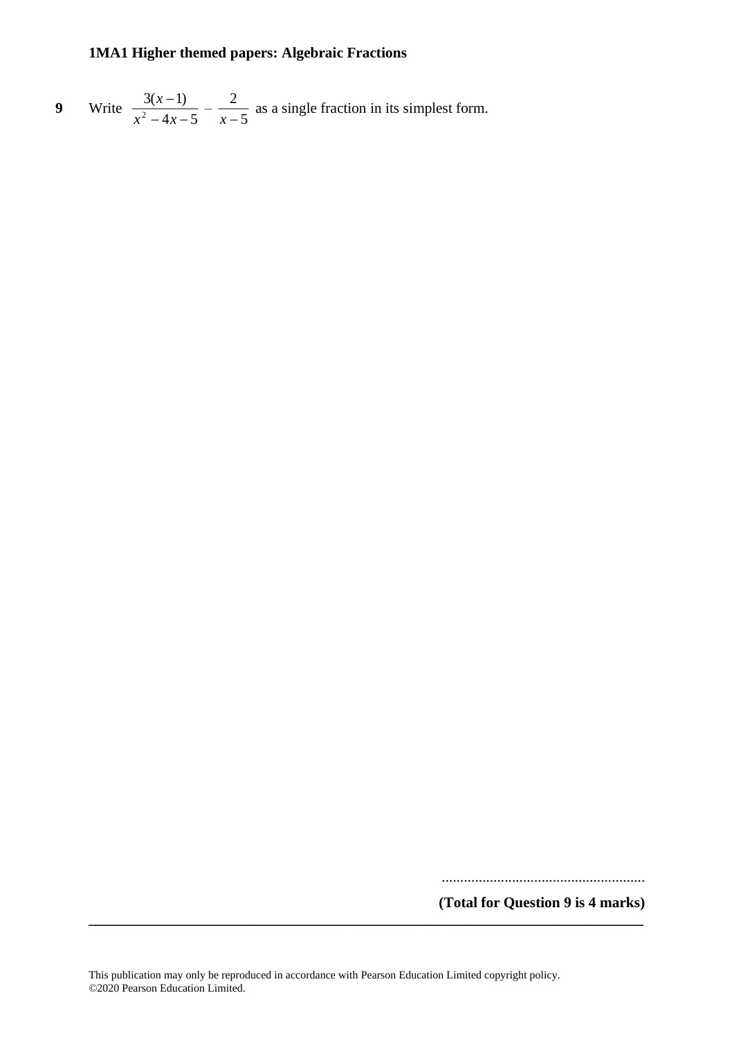**9** Write $\frac{3(x-1)}{x^2-4x-5} - \frac{2}{x-5}$ as a single fraction in its simplest form.

.......................................................

**(Total for Question 9 is 4 marks)**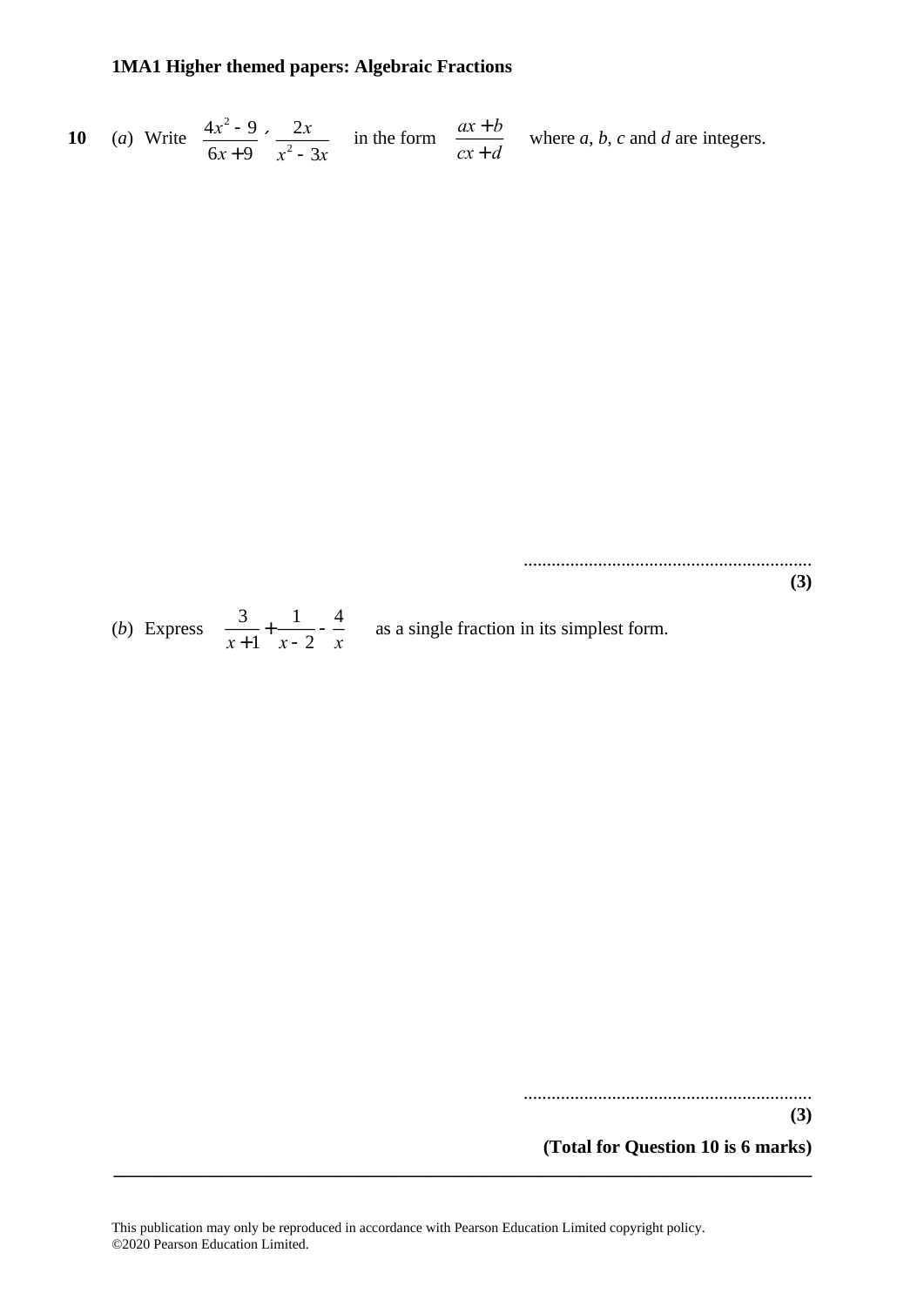**1MA1 Higher themed papers: Algebraic Fractions**

**10** (*a*) Write $\dfrac{4x^2 - 9}{6x + 9} \times \dfrac{2x}{x^2 - 3x}$ in the form $\dfrac{ax + b}{cx + d}$ where *a*, *b*, *c* and *d* are integers.

..............................................................

**(3)**

(*b*) Express $\dfrac{3}{x+1} + \dfrac{1}{x-2} - \dfrac{4}{x}$ as a single fraction in its simplest form.

..............................................................

**(3)**

**(Total for Question 10 is 6 marks)**

This publication may only be reproduced in accordance with Pearson Education Limited copyright policy.
©2020 Pearson Education Limited.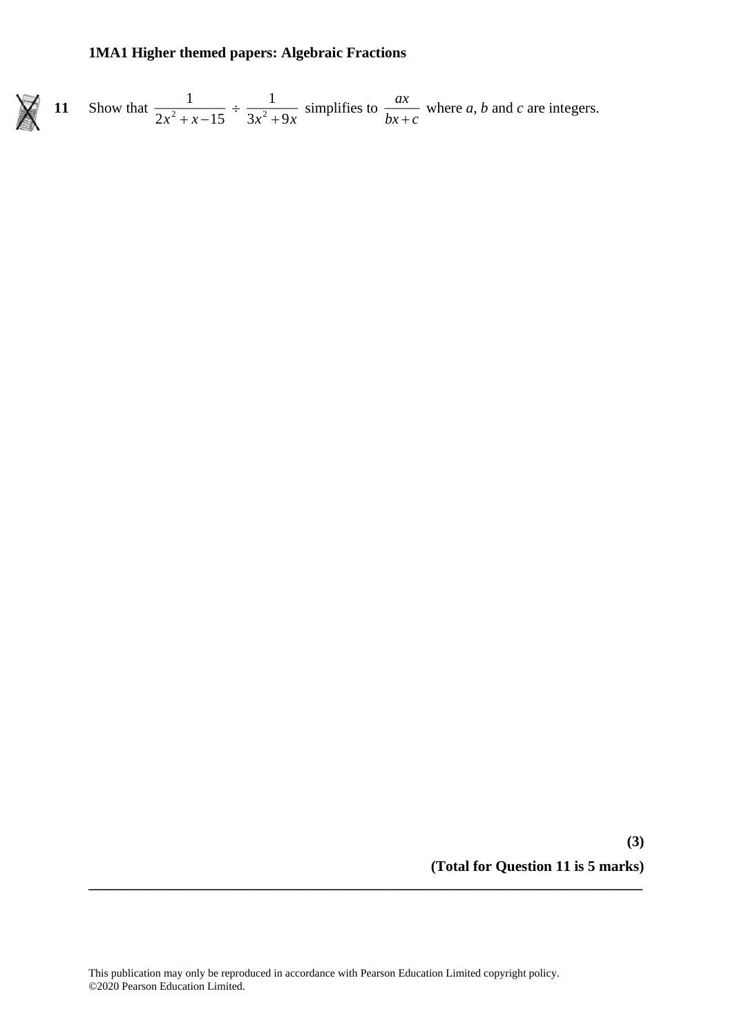**11** Show that $\dfrac{1}{2x^2 + x - 15} \div \dfrac{1}{3x^2 + 9x}$ simplifies to $\dfrac{ax}{bx + c}$ where $a$, $b$ and $c$ are integers.

**(3)**

**(Total for Question 11 is 5 marks)**

This publication may only be reproduced in accordance with Pearson Education Limited copyright policy.
©2020 Pearson Education Limited.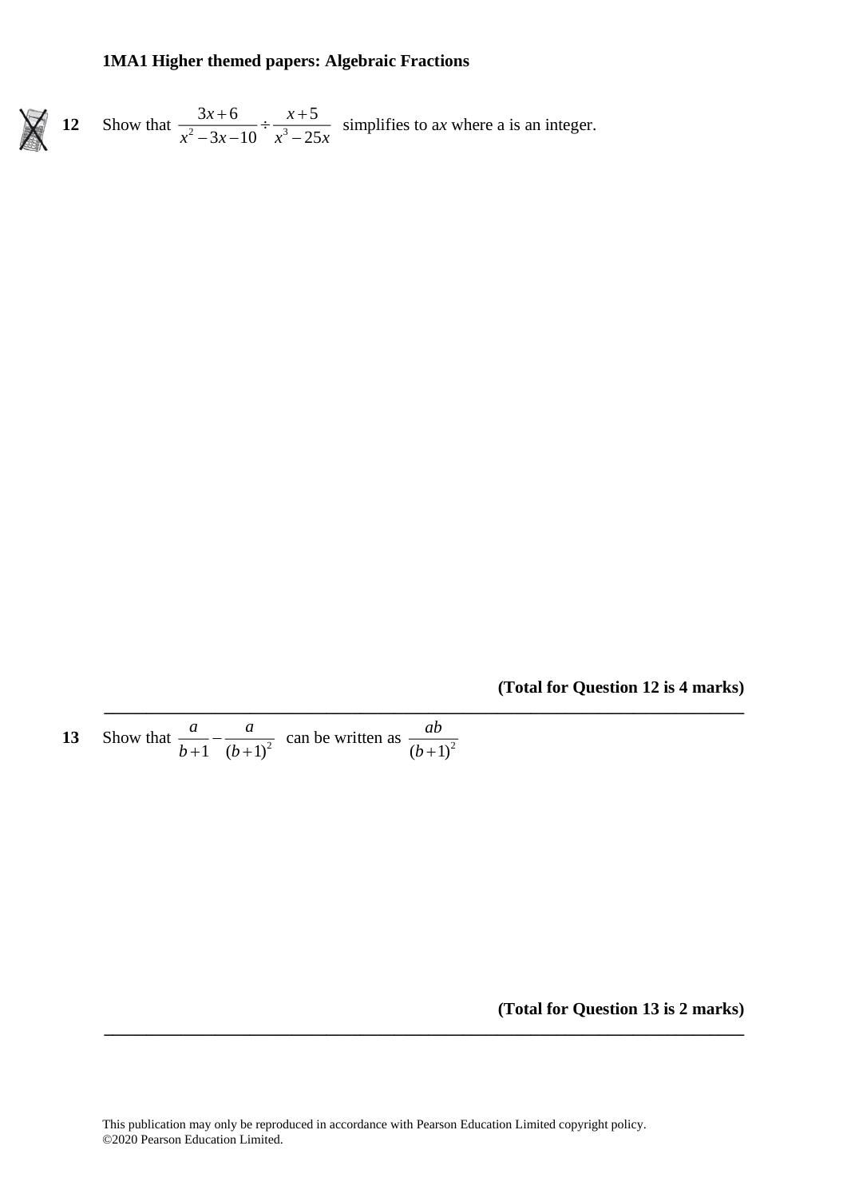**1MA1 Higher themed papers: Algebraic Fractions**

**12** Show that $\dfrac{3x+6}{x^2-3x-10} \div \dfrac{x+5}{x^3-25x}$ simplifies to a$x$ where a is an integer.

**(Total for Question 12 is 4 marks)**

---

**13** Show that $\dfrac{a}{b+1} - \dfrac{a}{(b+1)^2}$ can be written as $\dfrac{ab}{(b+1)^2}$

**(Total for Question 13 is 2 marks)**

---

This publication may only be reproduced in accordance with Pearson Education Limited copyright policy.
©2020 Pearson Education Limited.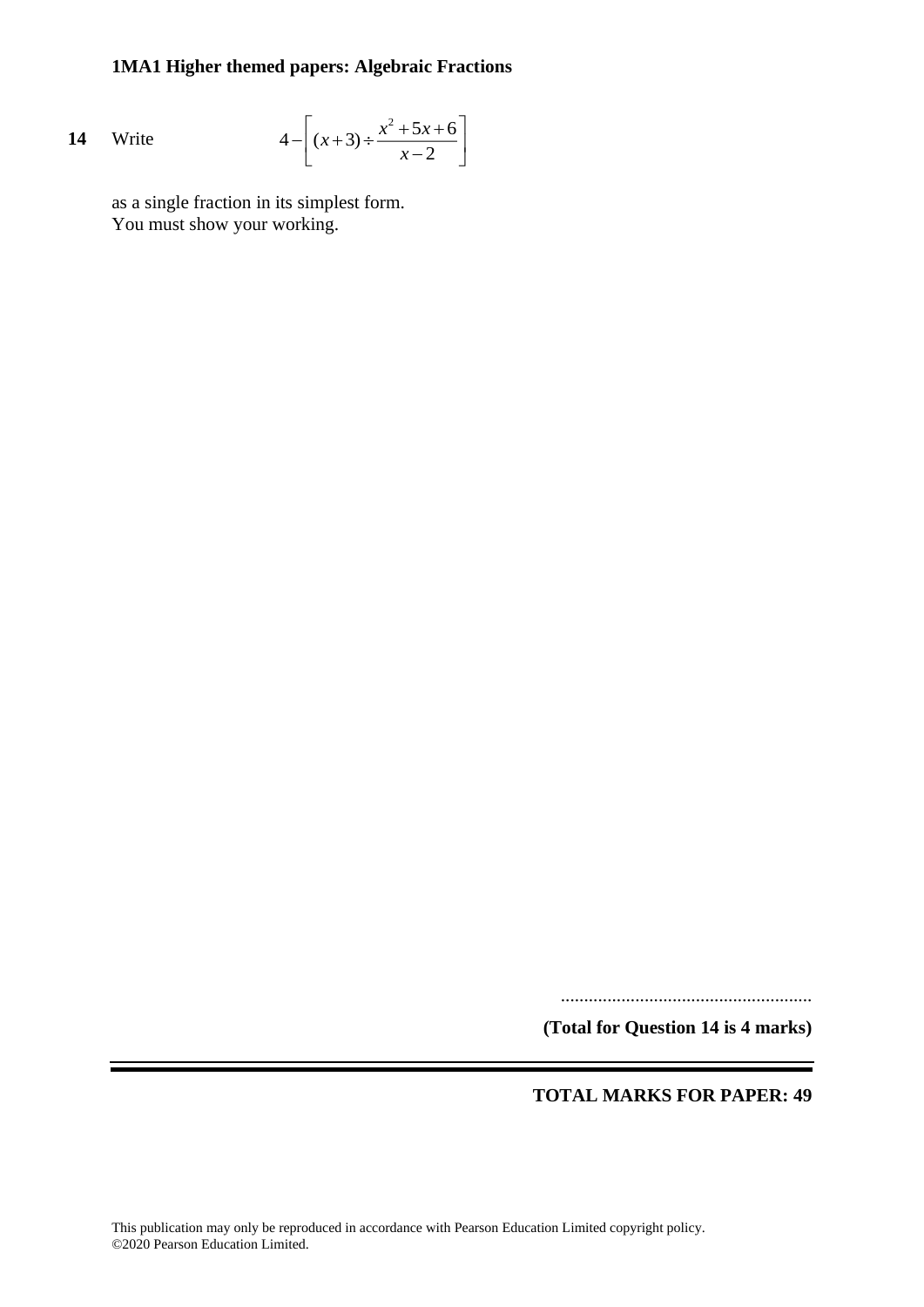**14** Write

$$4 - \left[ (x+3) \div \frac{x^2 + 5x + 6}{x - 2} \right]$$

as a single fraction in its simplest form.
You must show your working.

.......................................................

**(Total for Question 14 is 4 marks)**

---

**TOTAL MARKS FOR PAPER: 49**

This publication may only be reproduced in accordance with Pearson Education Limited copyright policy.
©2020 Pearson Education Limited.